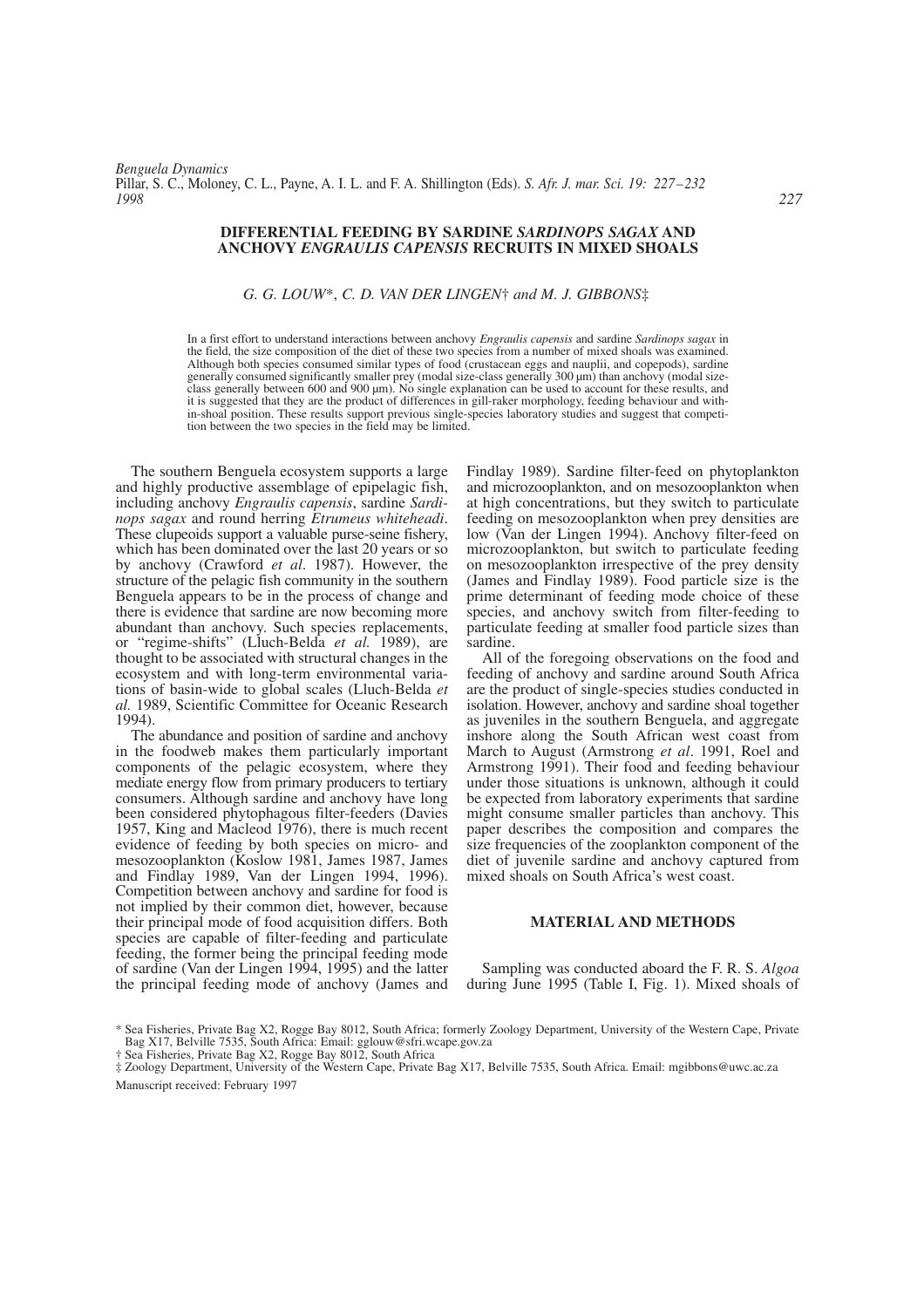# DIFFERENTIAL FEEDING BY SARDINE *SARDINOPS SAGAX* AND ANCHOVY *ENGRAULIS CAPENSIS* RECRUITS IN MIXED SHOALS

*G. G. LOUW*\*, *C. D. VAN DER LINGEN*† *and M. J. GIBBONS*‡

In a first effort to understand interactions between anchovy *Engraulis capensis* and sardine *Sardinops sagax* in the field, the size composition of the diet of these two species from a number of mixed shoals was examined. Although both species consumed similar types of food (crustacean eggs and nauplii, and copepods), sardine generally consumed significantly smaller prey (modal size-class generally 300 μm) than anchovy (modal size-class generally between 600 and 900 μm). No single explanation can be used to account for these results, and it is suggested that they are the product of differences in gill-raker morphology, feeding behaviour and within-shoal position. These results support previous single-species laboratory studies and suggest that competition between the two species in the field may be limited.

The southern Benguela ecosystem supports a large and highly productive assemblage of epipelagic fish, including anchovy *Engraulis capensis*, sardine *Sardinops sagax* and round herring *Etrumeus whiteheadi*. These clupeoids support a valuable purse-seine fishery, which has been dominated over the last 20 years or so by anchovy (Crawford *et al*. 1987). However, the structure of the pelagic fish community in the southern Benguela appears to be in the process of change and there is evidence that sardine are now becoming more abundant than anchovy. Such species replacements, or "regime-shifts" (Lluch-Belda *et al.* 1989), are thought to be associated with structural changes in the ecosystem and with long-term environmental variations of basin-wide to global scales (Lluch-Belda *et al.* 1989, Scientific Committee for Oceanic Research 1994).

The abundance and position of sardine and anchovy in the foodweb makes them particularly important components of the pelagic ecosystem, where they mediate energy flow from primary producers to tertiary consumers. Although sardine and anchovy have long been considered phytophagous filter-feeders (Davies 1957, King and Macleod 1976), there is much recent evidence of feeding by both species on micro- and mesozooplankton (Koslow 1981, James 1987, James and Findlay 1989, Van der Lingen 1994, 1996). Competition between anchovy and sardine for food is not implied by their common diet, however, because their principal mode of food acquisition differs. Both species are capable of filter-feeding and particulate feeding, the former being the principal feeding mode of sardine (Van der Lingen 1994, 1995) and the latter the principal feeding mode of anchovy (James and Findlay 1989). Sardine filter-feed on phytoplankton and microzooplankton, and on mesozooplankton when at high concentrations, but they switch to particulate feeding on mesozooplankton when prey densities are low (Van der Lingen 1994). Anchovy filter-feed on microzooplankton, but switch to particulate feeding on mesozooplankton irrespective of the prey density (James and Findlay 1989). Food particle size is the prime determinant of feeding mode choice of these species, and anchovy switch from filter-feeding to particulate feeding at smaller food particle sizes than sardine.

All of the foregoing observations on the food and feeding of anchovy and sardine around South Africa are the product of single-species studies conducted in isolation. However, anchovy and sardine shoal together as juveniles in the southern Benguela, and aggregate inshore along the South African west coast from March to August (Armstrong *et al*. 1991, Roel and Armstrong 1991). Their food and feeding behaviour under those situations is unknown, although it could be expected from laboratory experiments that sardine might consume smaller particles than anchovy. This paper describes the composition and compares the size frequencies of the zooplankton component of the diet of juvenile sardine and anchovy captured from mixed shoals on South Africa's west coast.

## MATERIAL AND METHODS

Sampling was conducted aboard the F. R. S. *Algoa* during June 1995 (Table I, Fig. 1). Mixed shoals of

\* Sea Fisheries, Private Bag X2, Rogge Bay 8012, South Africa; formerly Zoology Department, University of the Western Cape, Private Bag X17, Belville 7535, South Africa: Email: gglouw@sfri.wcape.gov.za

† Sea Fisheries, Private Bag X2, Rogge Bay 8012, South Africa

‡ Zoology Department, University of the Western Cape, Private Bag X17, Belville 7535, South Africa. Email: mgibbons@uwc.ac.za

Manuscript received: February 1997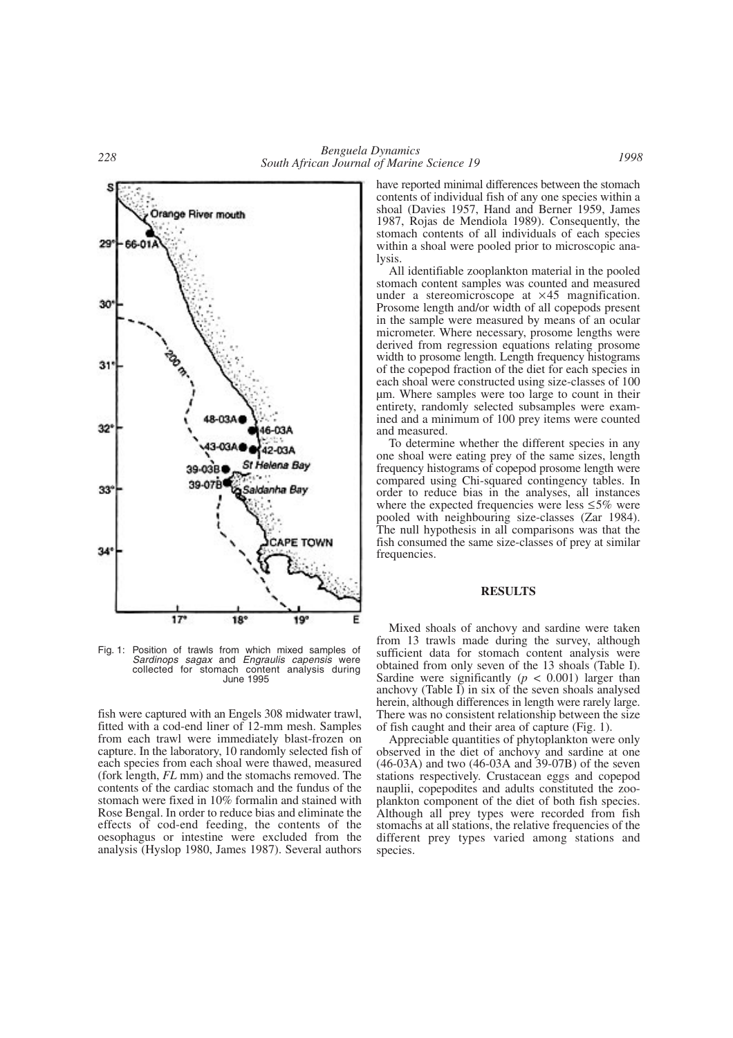Fig. 1: Position of trawls from which mixed samples of *Sardinops sagax* and *Engraulis capensis* were collected for stomach content analysis during June 1995

fish were captured with an Engels 308 midwater trawl, fitted with a cod-end liner of 12-mm mesh. Samples from each trawl were immediately blast-frozen on capture. In the laboratory, 10 randomly selected fish of each species from each shoal were thawed, measured (fork length, *FL* mm) and the stomachs removed. The contents of the cardiac stomach and the fundus of the stomach were fixed in 10% formalin and stained with Rose Bengal. In order to reduce bias and eliminate the effects of cod-end feeding, the contents of the oesophagus or intestine were excluded from the analysis (Hyslop 1980, James 1987). Several authors have reported minimal differences between the stomach contents of individual fish of any one species within a shoal (Davies 1957, Hand and Berner 1959, James 1987, Rojas de Mendiola 1989). Consequently, the stomach contents of all individuals of each species within a shoal were pooled prior to microscopic analysis.

All identifiable zooplankton material in the pooled stomach content samples was counted and measured under a stereomicroscope at ×45 magnification. Prosome length and/or width of all copepods present in the sample were measured by means of an ocular micrometer. Where necessary, prosome lengths were derived from regression equations relating prosome width to prosome length. Length frequency histograms of the copepod fraction of the diet for each species in each shoal were constructed using size-classes of 100 µm. Where samples were too large to count in their entirety, randomly selected subsamples were examined and a minimum of 100 prey items were counted and measured.

To determine whether the different species in any one shoal were eating prey of the same sizes, length frequency histograms of copepod prosome length were compared using Chi-squared contingency tables. In order to reduce bias in the analyses, all instances where the expected frequencies were less ≤5% were pooled with neighbouring size-classes (Zar 1984). The null hypothesis in all comparisons was that the fish consumed the same size-classes of prey at similar frequencies.

## RESULTS

Mixed shoals of anchovy and sardine were taken from 13 trawls made during the survey, although sufficient data for stomach content analysis were obtained from only seven of the 13 shoals (Table I). Sardine were significantly ($p < 0.001$) larger than anchovy (Table I) in six of the seven shoals analysed herein, although differences in length were rarely large. There was no consistent relationship between the size of fish caught and their area of capture (Fig. 1).

Appreciable quantities of phytoplankton were only observed in the diet of anchovy and sardine at one (46-03A) and two (46-03A and 39-07B) of the seven stations respectively. Crustacean eggs and copepod nauplii, copepodites and adults constituted the zooplankton component of the diet of both fish species. Although all prey types were recorded from fish stomachs at all stations, the relative frequencies of the different prey types varied among stations and species.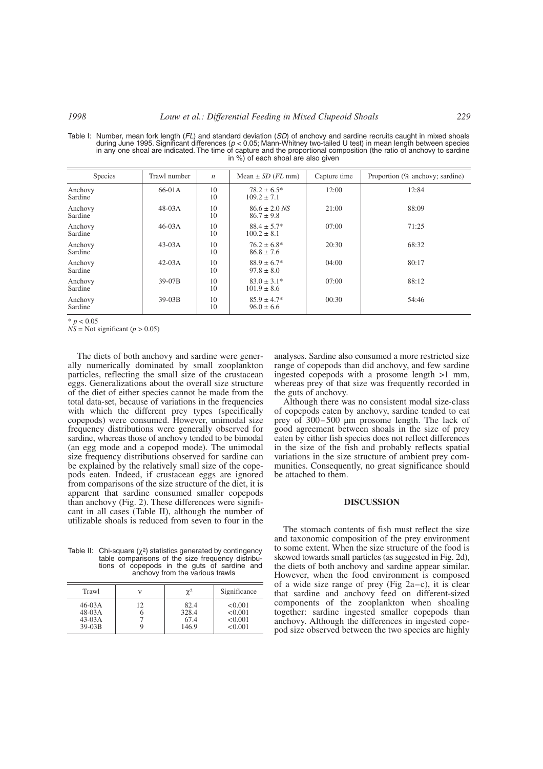Table I: Number, mean fork length (*FL*) and standard deviation (*SD*) of anchovy and sardine recruits caught in mixed shoals during June 1995. Significant differences ($p < 0.05$; Mann-Whitney two-tailed U test) in mean length between species in any one shoal are indicated. The time of capture and the proportional composition (the ratio of anchovy to sardine in %) of each shoal are also given

| Species | Trawl number | $n$ | Mean ± *SD* (*FL* mm) | Capture time | Proportion (% anchovy; sardine) |
|---|---|---|---|---|---|
| Anchovy<br>Sardine | 66-01A | 10<br>10 | 78.2 ± 6.5*<br>109.2 ± 7.1 | 12:00 | 12:84 |
| Anchovy<br>Sardine | 48-03A | 10<br>10 | 86.6 ± 2.0 *NS*<br>86.7 ± 9.8 | 21:00 | 88:09 |
| Anchovy<br>Sardine | 46-03A | 10<br>10 | 88.4 ± 5.7*<br>100.2 ± 8.1 | 07:00 | 71:25 |
| Anchovy<br>Sardine | 43-03A | 10<br>10 | 76.2 ± 6.8*<br>86.8 ± 7.6 | 20:30 | 68:32 |
| Anchovy<br>Sardine | 42-03A | 10<br>10 | 88.9 ± 6.7*<br>97.8 ± 8.0 | 04:00 | 80:17 |
| Anchovy<br>Sardine | 39-07B | 10<br>10 | 83.0 ± 3.1*<br>101.9 ± 8.6 | 07:00 | 88:12 |
| Anchovy<br>Sardine | 39-03B | 10<br>10 | 85.9 ± 4.7*<br>96.0 ± 6.6 | 00:30 | 54:46 |

* $p < 0.05$
*NS* = Not significant ($p > 0.05$)

The diets of both anchovy and sardine were generally numerically dominated by small zooplankton particles, reflecting the small size of the crustacean eggs. Generalizations about the overall size structure of the diet of either species cannot be made from the total data-set, because of variations in the frequencies with which the different prey types (specifically copepods) were consumed. However, unimodal size frequency distributions were generally observed for sardine, whereas those of anchovy tended to be bimodal (an egg mode and a copepod mode). The unimodal size frequency distributions observed for sardine can be explained by the relatively small size of the copepods eaten. Indeed, if crustacean eggs are ignored from comparisons of the size structure of the diet, it is apparent that sardine consumed smaller copepods than anchovy (Fig. 2). These differences were significant in all cases (Table II), although the number of utilizable shoals is reduced from seven to four in the analyses. Sardine also consumed a more restricted size range of copepods than did anchovy, and few sardine ingested copepods with a prosome length >1 mm, whereas prey of that size was frequently recorded in the guts of anchovy.

Table II: Chi-square ($\chi^2$) statistics generated by contingency table comparisons of the size frequency distributions of copepods in the guts of sardine and anchovy from the various trawls

| Trawl | $\nu$ | $\chi^2$ | Significance |
|---|---|---|---|
| 46-03A | 12 | 82.4 | <0.001 |
| 48-03A | 6 | 328.4 | <0.001 |
| 43-03A | 7 | 67.4 | <0.001 |
| 39-03B | 9 | 146.9 | <0.001 |

Although there was no consistent modal size-class of copepods eaten by anchovy, sardine tended to eat prey of 300–500 µm prosome length. The lack of good agreement between shoals in the size of prey eaten by either fish species does not reflect differences in the size of the fish and probably reflects spatial variations in the size structure of ambient prey communities. Consequently, no great significance should be attached to them.

## DISCUSSION

The stomach contents of fish must reflect the size and taxonomic composition of the prey environment to some extent. When the size structure of the food is skewed towards small particles (as suggested in Fig. 2d), the diets of both anchovy and sardine appear similar. However, when the food environment is composed of a wide size range of prey (Fig 2a–c), it is clear that sardine and anchovy feed on different-sized components of the zooplankton when shoaling together: sardine ingested smaller copepods than anchovy. Although the differences in ingested copepod size observed between the two species are highly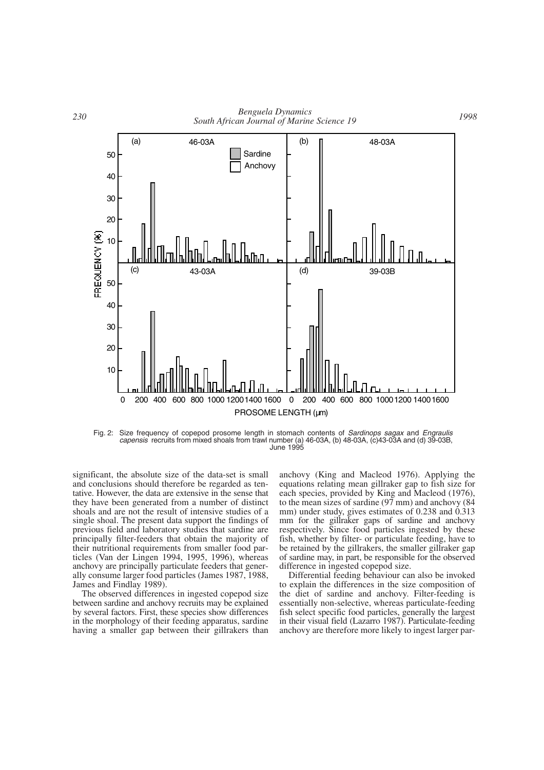Fig. 2: Size frequency of copepod prosome length in stomach contents of *Sardinops sagax* and *Engraulis capensis* recruits from mixed shoals from trawl number (a) 46-03A, (b) 48-03A, (c)43-03A and (d) 39-03B, June 1995

significant, the absolute size of the data-set is small and conclusions should therefore be regarded as tentative. However, the data are extensive in the sense that they have been generated from a number of distinct shoals and are not the result of intensive studies of a single shoal. The present data support the findings of previous field and laboratory studies that sardine are principally filter-feeders that obtain the majority of their nutritional requirements from smaller food particles (Van der Lingen 1994, 1995, 1996), whereas anchovy are principally particulate feeders that generally consume larger food particles (James 1987, 1988, James and Findlay 1989).

The observed differences in ingested copepod size between sardine and anchovy recruits may be explained by several factors. First, these species show differences in the morphology of their feeding apparatus, sardine having a smaller gap between their gillrakers than anchovy (King and Macleod 1976). Applying the equations relating mean gillraker gap to fish size for each species, provided by King and Macleod (1976), to the mean sizes of sardine (97 mm) and anchovy (84 mm) under study, gives estimates of 0.238 and 0.313 mm for the gillraker gaps of sardine and anchovy respectively. Since food particles ingested by these fish, whether by filter- or particulate feeding, have to be retained by the gillrakers, the smaller gillraker gap of sardine may, in part, be responsible for the observed difference in ingested copepod size.

Differential feeding behaviour can also be invoked to explain the differences in the size composition of the diet of sardine and anchovy. Filter-feeding is essentially non-selective, whereas particulate-feeding fish select specific food particles, generally the largest in their visual field (Lazarro 1987). Particulate-feeding anchovy are therefore more likely to ingest larger par-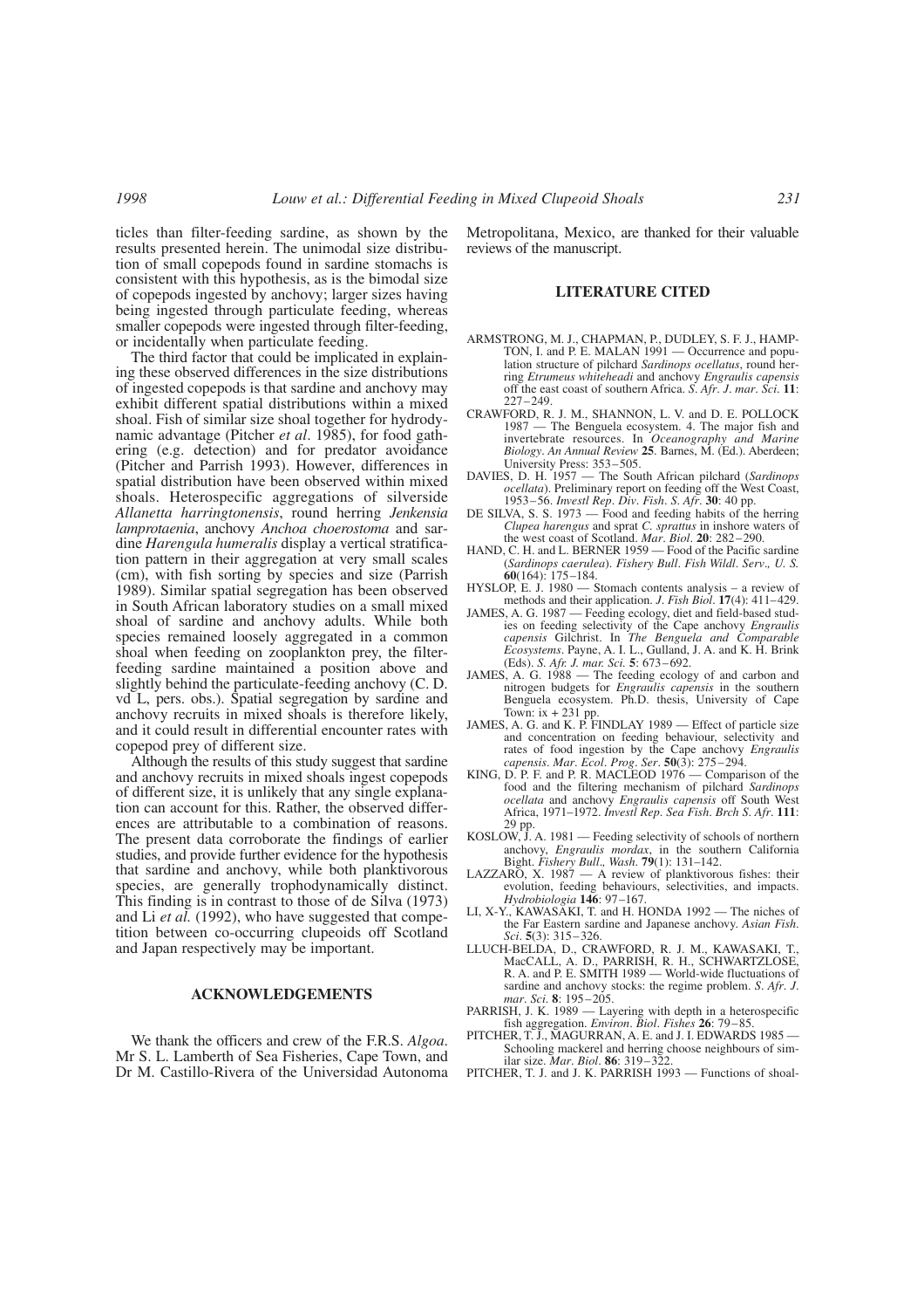ticles than filter-feeding sardine, as shown by the results presented herein. The unimodal size distribution of small copepods found in sardine stomachs is consistent with this hypothesis, as is the bimodal size of copepods ingested by anchovy; larger sizes having being ingested through particulate feeding, whereas smaller copepods were ingested through filter-feeding, or incidentally when particulate feeding.

The third factor that could be implicated in explaining these observed differences in the size distributions of ingested copepods is that sardine and anchovy may exhibit different spatial distributions within a mixed shoal. Fish of similar size shoal together for hydrodynamic advantage (Pitcher *et al*. 1985), for food gathering (e.g. detection) and for predator avoidance (Pitcher and Parrish 1993). However, differences in spatial distribution have been observed within mixed shoals. Heterospecific aggregations of silverside *Allanetta harringtonensis*, round herring *Jenkensia lamprotaenia*, anchovy *Anchoa choerostoma* and sardine *Harengula humeralis* display a vertical stratification pattern in their aggregation at very small scales (cm), with fish sorting by species and size (Parrish 1989). Similar spatial segregation has been observed in South African laboratory studies on a small mixed shoal of sardine and anchovy adults. While both species remained loosely aggregated in a common shoal when feeding on zooplankton prey, the filter-feeding sardine maintained a position above and slightly behind the particulate-feeding anchovy (C. D. vd L, pers. obs.). Spatial segregation by sardine and anchovy recruits in mixed shoals is therefore likely, and it could result in differential encounter rates with copepod prey of different size.

Although the results of this study suggest that sardine and anchovy recruits in mixed shoals ingest copepods of different size, it is unlikely that any single explanation can account for this. Rather, the observed differences are attributable to a combination of reasons. The present data corroborate the findings of earlier studies, and provide further evidence for the hypothesis that sardine and anchovy, while both planktivorous species, are generally trophodynamically distinct. This finding is in contrast to those of de Silva (1973) and Li *et al.* (1992), who have suggested that competition between co-occurring clupeoids off Scotland and Japan respectively may be important.

## ACKNOWLEDGEMENTS

We thank the officers and crew of the F.R.S. *Algoa*. Mr S. L. Lamberth of Sea Fisheries, Cape Town, and Dr M. Castillo-Rivera of the Universidad Autonoma Metropolitana, Mexico, are thanked for their valuable reviews of the manuscript.

## LITERATURE CITED

ARMSTRONG, M. J., CHAPMAN, P., DUDLEY, S. F. J., HAMPTON, I. and P. E. MALAN 1991 — Occurrence and population structure of pilchard *Sardinops ocellatus*, round herring *Etrumeus whiteheadi* and anchovy *Engraulis capensis* off the east coast of southern Africa. *S. Afr. J. mar. Sci.* **11**: 227–249.

CRAWFORD, R. J. M., SHANNON, L. V. and D. E. POLLOCK 1987 — The Benguela ecosystem. 4. The major fish and invertebrate resources. In *Oceanography and Marine Biology. An Annual Review* **25**. Barnes, M. (Ed.). Aberdeen; University Press: 353–505.

DAVIES, D. H. 1957 — The South African pilchard (*Sardinops ocellata*). Preliminary report on feeding off the West Coast, 1953–56. *Investl Rep. Div. Fish. S. Afr.* **30**: 40 pp.

DE SILVA, S. S. 1973 — Food and feeding habits of the herring *Clupea harengus* and sprat *C. sprattus* in inshore waters of the west coast of Scotland. *Mar. Biol.* **20**: 282–290.

HAND, C. H. and L. BERNER 1959 — Food of the Pacific sardine (*Sardinops caerulea*). *Fishery Bull. Fish Wildl. Serv., U. S.* **60**(164): 175–184.

HYSLOP, E. J. 1980 — Stomach contents analysis – a review of methods and their application. *J. Fish Biol.* **17**(4): 411–429.

JAMES, A. G. 1987 — Feeding ecology, diet and field-based studies on feeding selectivity of the Cape anchovy *Engraulis capensis* Gilchrist. In *The Benguela and Comparable Ecosystems*. Payne, A. I. L., Gulland, J. A. and K. H. Brink (Eds). *S. Afr. J. mar. Sci.* **5**: 673–692.

JAMES, A. G. 1988 — The feeding ecology of and carbon and nitrogen budgets for *Engraulis capensis* in the southern Benguela ecosystem. Ph.D. thesis, University of Cape Town: ix + 231 pp.

JAMES, A. G. and K. P. FINDLAY 1989 — Effect of particle size and concentration on feeding behaviour, selectivity and rates of food ingestion by the Cape anchovy *Engraulis capensis*. *Mar. Ecol. Prog. Ser.* **50**(3): 275–294.

KING, D. P. F. and P. R. MACLEOD 1976 — Comparison of the food and the filtering mechanism of pilchard *Sardinops ocellata* and anchovy *Engraulis capensis* off South West Africa, 1971–1972. *Investl Rep. Sea Fish. Brch S. Afr.* **111**: 29 pp.

KOSLOW, J. A. 1981 — Feeding selectivity of schools of northern anchovy, *Engraulis mordax*, in the southern California Bight. *Fishery Bull., Wash.* **79**(1): 131–142.

LAZZARO, X. 1987 — A review of planktivorous fishes: their evolution, feeding behaviours, selectivities, and impacts. *Hydrobiologia* **146**: 97–167.

LI, X-Y., KAWASAKI, T. and H. HONDA 1992 — The niches of the Far Eastern sardine and Japanese anchovy. *Asian Fish. Sci.* **5**(3): 315–326.

LLUCH-BELDA, D., CRAWFORD, R. J. M., KAWASAKI, T., MacCALL, A. D., PARRISH, R. H., SCHWARTZLOSE, R. A. and P. E. SMITH 1989 — World-wide fluctuations of sardine and anchovy stocks: the regime problem. *S. Afr. J. mar. Sci.* **8**: 195–205.

PARRISH, J. K. 1989 — Layering with depth in a heterospecific fish aggregation. *Environ. Biol. Fishes* **26**: 79–85.

PITCHER, T. J., MAGURRAN, A. E. and J. I. EDWARDS 1985 — Schooling mackerel and herring choose neighbours of similar size. *Mar. Biol.* **86**: 319–322.

PITCHER, T. J. and J. K. PARRISH 1993 — Functions of shoal-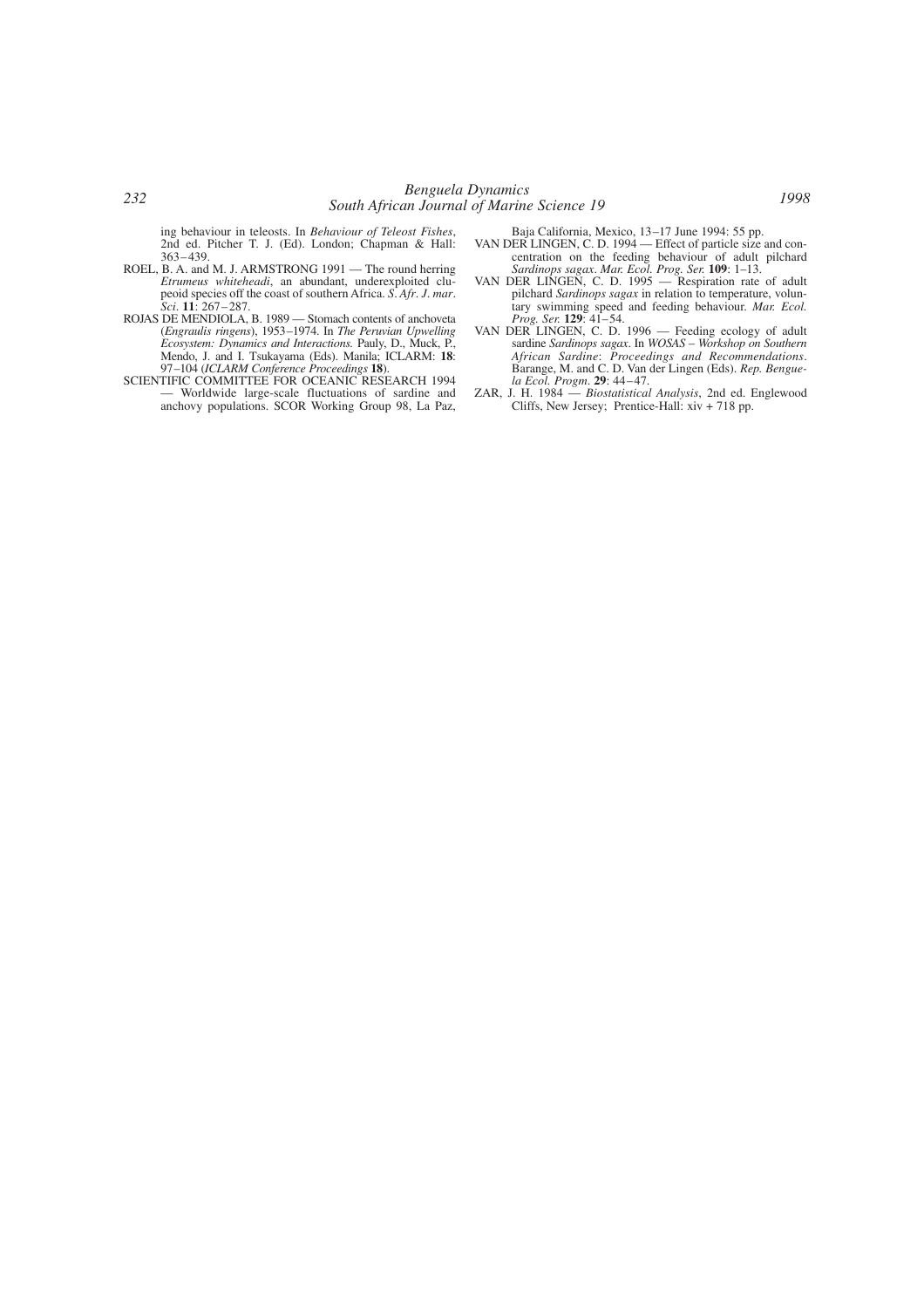ing behaviour in teleosts. In *Behaviour of Teleost Fishes*, 2nd ed. Pitcher T. J. (Ed). London; Chapman & Hall: 363–439.

ROEL, B. A. and M. J. ARMSTRONG 1991 — The round herring *Etrumeus whiteheadi*, an abundant, underexploited clupeoid species off the coast of southern Africa. *S. Afr. J. mar. Sci.* **11**: 267–287.

ROJAS DE MENDIOLA, B. 1989 — Stomach contents of anchoveta (*Engraulis ringens*), 1953–1974. In *The Peruvian Upwelling Ecosystem: Dynamics and Interactions.* Pauly, D., Muck, P., Mendo, J. and I. Tsukayama (Eds). Manila; ICLARM: **18**: 97–104 (*ICLARM Conference Proceedings* **18**).

SCIENTIFIC COMMITTEE FOR OCEANIC RESEARCH 1994 — Worldwide large-scale fluctuations of sardine and anchovy populations. SCOR Working Group 98, La Paz, Baja California, Mexico, 13–17 June 1994: 55 pp.

VAN DER LINGEN, C. D. 1994 — Effect of particle size and concentration on the feeding behaviour of adult pilchard *Sardinops sagax*. *Mar. Ecol. Prog. Ser.* **109**: 1–13.

VAN DER LINGEN, C. D. 1995 — Respiration rate of adult pilchard *Sardinops sagax* in relation to temperature, voluntary swimming speed and feeding behaviour. *Mar. Ecol. Prog. Ser.* **129**: 41–54.

VAN DER LINGEN, C. D. 1996 — Feeding ecology of adult sardine *Sardinops sagax*. In *WOSAS – Workshop on Southern African Sardine*: *Proceedings and Recommendations*. Barange, M. and C. D. Van der Lingen (Eds). *Rep. Benguela Ecol. Progm.* **29**: 44–47.

ZAR, J. H. 1984 — *Biostatistical Analysis*, 2nd ed. Englewood Cliffs, New Jersey; Prentice-Hall: xiv + 718 pp.